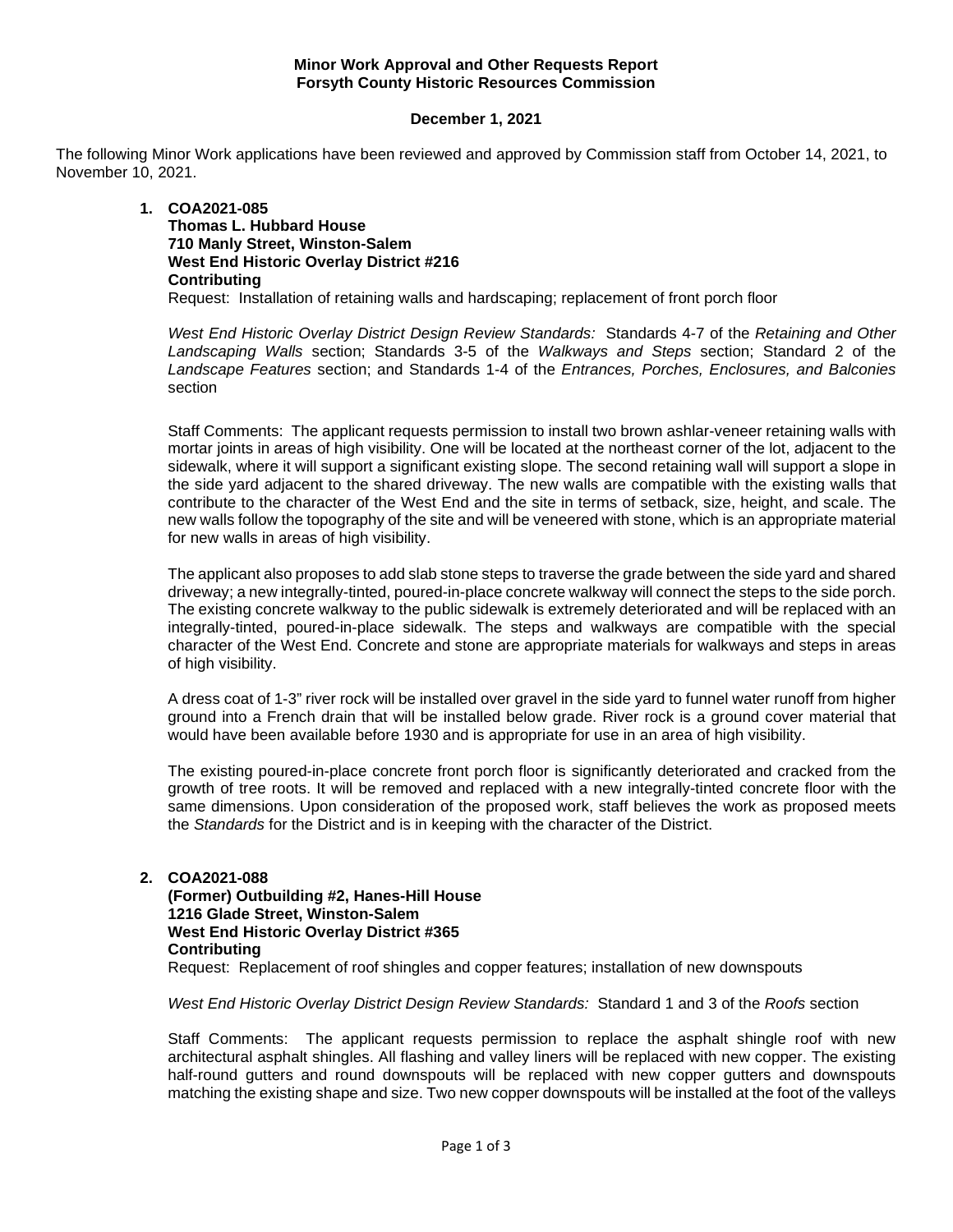**Minor Work Approval and Other Requests Report**
**Forsyth County Historic Resources Commission**

**December 1, 2021**

The following Minor Work applications have been reviewed and approved by Commission staff from October 14, 2021, to November 10, 2021.

1. **COA2021-085**
   **Thomas L. Hubbard House**
   **710 Manly Street, Winston-Salem**
   **West End Historic Overlay District #216**
   **Contributing**
   Request: Installation of retaining walls and hardscaping; replacement of front porch floor

   *West End Historic Overlay District Design Review Standards:* Standards 4-7 of the *Retaining and Other Landscaping Walls* section; Standards 3-5 of the *Walkways and Steps* section; Standard 2 of the *Landscape Features* section; and Standards 1-4 of the *Entrances, Porches, Enclosures, and Balconies* section

   Staff Comments: The applicant requests permission to install two brown ashlar-veneer retaining walls with mortar joints in areas of high visibility. One will be located at the northeast corner of the lot, adjacent to the sidewalk, where it will support a significant existing slope. The second retaining wall will support a slope in the side yard adjacent to the shared driveway. The new walls are compatible with the existing walls that contribute to the character of the West End and the site in terms of setback, size, height, and scale. The new walls follow the topography of the site and will be veneered with stone, which is an appropriate material for new walls in areas of high visibility.

   The applicant also proposes to add slab stone steps to traverse the grade between the side yard and shared driveway; a new integrally-tinted, poured-in-place concrete walkway will connect the steps to the side porch. The existing concrete walkway to the public sidewalk is extremely deteriorated and will be replaced with an integrally-tinted, poured-in-place sidewalk. The steps and walkways are compatible with the special character of the West End. Concrete and stone are appropriate materials for walkways and steps in areas of high visibility.

   A dress coat of 1-3" river rock will be installed over gravel in the side yard to funnel water runoff from higher ground into a French drain that will be installed below grade. River rock is a ground cover material that would have been available before 1930 and is appropriate for use in an area of high visibility.

   The existing poured-in-place concrete front porch floor is significantly deteriorated and cracked from the growth of tree roots. It will be removed and replaced with a new integrally-tinted concrete floor with the same dimensions. Upon consideration of the proposed work, staff believes the work as proposed meets the *Standards* for the District and is in keeping with the character of the District.

2. **COA2021-088**
   **(Former) Outbuilding #2, Hanes-Hill House**
   **1216 Glade Street, Winston-Salem**
   **West End Historic Overlay District #365**
   **Contributing**
   Request: Replacement of roof shingles and copper features; installation of new downspouts

   *West End Historic Overlay District Design Review Standards:* Standard 1 and 3 of the *Roofs* section

   Staff Comments: The applicant requests permission to replace the asphalt shingle roof with new architectural asphalt shingles. All flashing and valley liners will be replaced with new copper. The existing half-round gutters and round downspouts will be replaced with new copper gutters and downspouts matching the existing shape and size. Two new copper downspouts will be installed at the foot of the valleys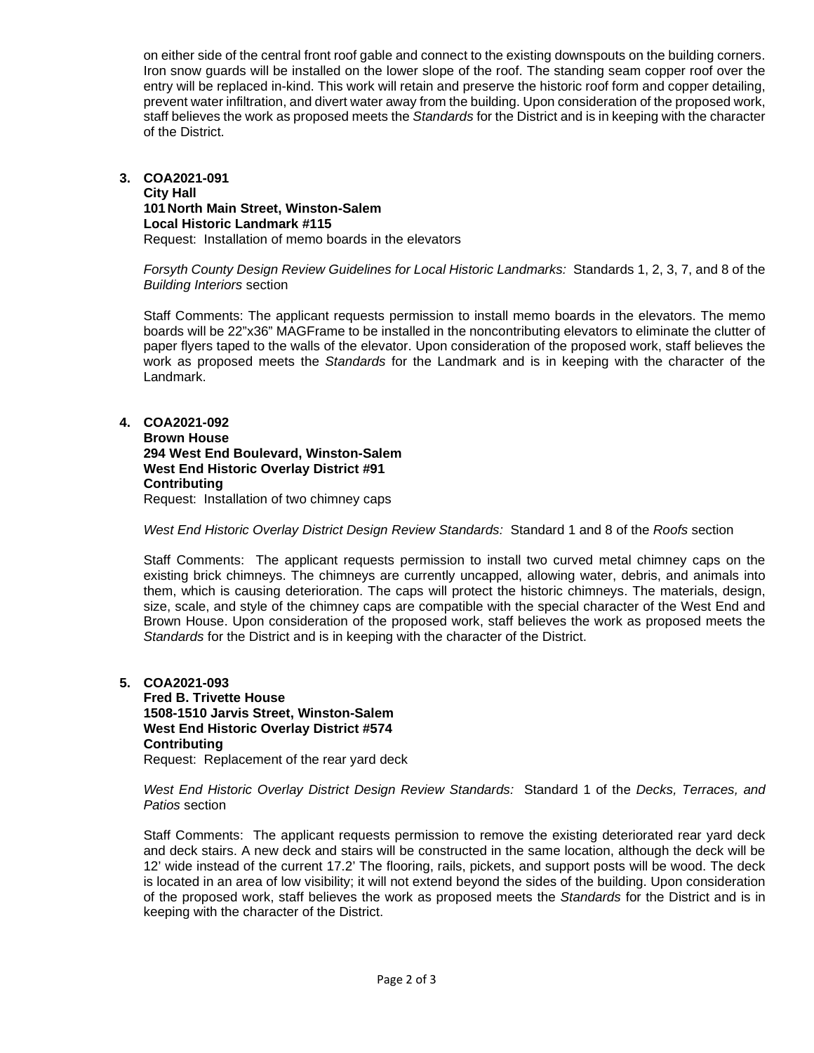on either side of the central front roof gable and connect to the existing downspouts on the building corners. Iron snow guards will be installed on the lower slope of the roof. The standing seam copper roof over the entry will be replaced in-kind. This work will retain and preserve the historic roof form and copper detailing, prevent water infiltration, and divert water away from the building. Upon consideration of the proposed work, staff believes the work as proposed meets the *Standards* for the District and is in keeping with the character of the District.

3. **COA2021-091**
   **City Hall**
   **101 North Main Street, Winston-Salem**
   **Local Historic Landmark #115**
   Request: Installation of memo boards in the elevators

   *Forsyth County Design Review Guidelines for Local Historic Landmarks:* Standards 1, 2, 3, 7, and 8 of the *Building Interiors* section

   Staff Comments: The applicant requests permission to install memo boards in the elevators. The memo boards will be 22"x36" MAGFrame to be installed in the noncontributing elevators to eliminate the clutter of paper flyers taped to the walls of the elevator. Upon consideration of the proposed work, staff believes the work as proposed meets the *Standards* for the Landmark and is in keeping with the character of the Landmark.

4. **COA2021-092**
   **Brown House**
   **294 West End Boulevard, Winston-Salem**
   **West End Historic Overlay District #91**
   **Contributing**
   Request: Installation of two chimney caps

   *West End Historic Overlay District Design Review Standards:* Standard 1 and 8 of the *Roofs* section

   Staff Comments: The applicant requests permission to install two curved metal chimney caps on the existing brick chimneys. The chimneys are currently uncapped, allowing water, debris, and animals into them, which is causing deterioration. The caps will protect the historic chimneys. The materials, design, size, scale, and style of the chimney caps are compatible with the special character of the West End and Brown House. Upon consideration of the proposed work, staff believes the work as proposed meets the *Standards* for the District and is in keeping with the character of the District.

5. **COA2021-093**
   **Fred B. Trivette House**
   **1508-1510 Jarvis Street, Winston-Salem**
   **West End Historic Overlay District #574**
   **Contributing**
   Request: Replacement of the rear yard deck

   *West End Historic Overlay District Design Review Standards:* Standard 1 of the *Decks, Terraces, and Patios* section

   Staff Comments: The applicant requests permission to remove the existing deteriorated rear yard deck and deck stairs. A new deck and stairs will be constructed in the same location, although the deck will be 12' wide instead of the current 17.2' The flooring, rails, pickets, and support posts will be wood. The deck is located in an area of low visibility; it will not extend beyond the sides of the building. Upon consideration of the proposed work, staff believes the work as proposed meets the *Standards* for the District and is in keeping with the character of the District.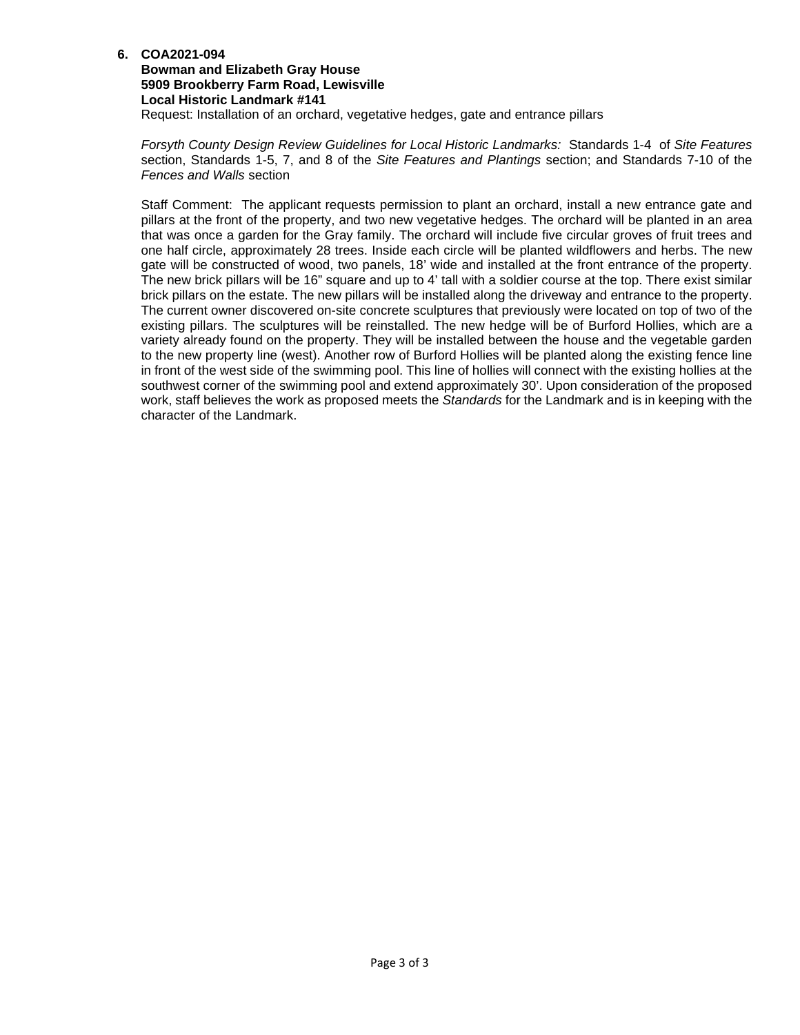6. **COA2021-094**
   **Bowman and Elizabeth Gray House**
   **5909 Brookberry Farm Road, Lewisville**
   **Local Historic Landmark #141**
   Request: Installation of an orchard, vegetative hedges, gate and entrance pillars

   *Forsyth County Design Review Guidelines for Local Historic Landmarks:* Standards 1-4 of *Site Features* section, Standards 1-5, 7, and 8 of the *Site Features and Plantings* section; and Standards 7-10 of the *Fences and Walls* section

   Staff Comment: The applicant requests permission to plant an orchard, install a new entrance gate and pillars at the front of the property, and two new vegetative hedges. The orchard will be planted in an area that was once a garden for the Gray family. The orchard will include five circular groves of fruit trees and one half circle, approximately 28 trees. Inside each circle will be planted wildflowers and herbs. The new gate will be constructed of wood, two panels, 18' wide and installed at the front entrance of the property. The new brick pillars will be 16" square and up to 4' tall with a soldier course at the top. There exist similar brick pillars on the estate. The new pillars will be installed along the driveway and entrance to the property. The current owner discovered on-site concrete sculptures that previously were located on top of two of the existing pillars. The sculptures will be reinstalled. The new hedge will be of Burford Hollies, which are a variety already found on the property. They will be installed between the house and the vegetable garden to the new property line (west). Another row of Burford Hollies will be planted along the existing fence line in front of the west side of the swimming pool. This line of hollies will connect with the existing hollies at the southwest corner of the swimming pool and extend approximately 30'. Upon consideration of the proposed work, staff believes the work as proposed meets the *Standards* for the Landmark and is in keeping with the character of the Landmark.